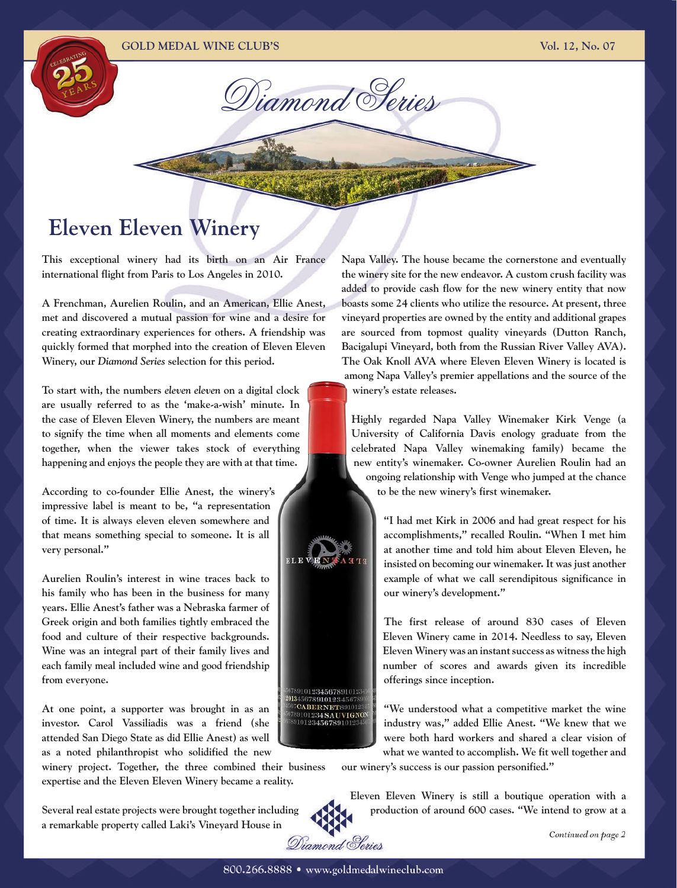# Diamond Series

## Eleven Eleven Winery

This exceptional winery had its birth on an Air France international flight from Paris to Los Angeles in 2010.

A Frenchman, Aurelien Roulin, and an American, Ellie Anest, met and discovered a mutual passion for wine and a desire for creating extraordinary experiences for others. A friendship was quickly formed that morphed into the creation of Eleven Eleven Winery, our *Diamond Series* selection for this period.

To start with, the numbers *eleven eleven* on a digital clock are usually referred to as the 'make-a-wish' minute. In the case of Eleven Eleven Winery, the numbers are meant to signify the time when all moments and elements come together, when the viewer takes stock of everything happening and enjoys the people they are with at that time.

According to co-founder Ellie Anest, the winery's impressive label is meant to be, "a representation of time. It is always eleven eleven somewhere and that means something special to someone. It is all very personal."

Aurelien Roulin's interest in wine traces back to his family who has been in the business for many years. Ellie Anest's father was a Nebraska farmer of Greek origin and both families tightly embraced the food and culture of their respective backgrounds. Wine was an integral part of their family lives and each family meal included wine and good friendship from everyone.

At one point, a supporter was brought in as an investor. Carol Vassiliadis was a friend (she attended San Diego State as did Ellie Anest) as well as a noted philanthropist who solidified the new winery project. Together, the three combined their business expertise and the Eleven Eleven Winery became a reality.

Several real estate projects were brought together including a remarkable property called Laki's Vineyard House in Napa Valley. The house became the cornerstone and eventually the winery site for the new endeavor. A custom crush facility was added to provide cash flow for the new winery entity that now boasts some 24 clients who utilize the resource. At present, three vineyard properties are owned by the entity and additional grapes are sourced from topmost quality vineyards (Dutton Ranch, Bacigalupi Vineyard, both from the Russian River Valley AVA). The Oak Knoll AVA where Eleven Eleven Winery is located is among Napa Valley's premier appellations and the source of the winery's estate releases.

Highly regarded Napa Valley Winemaker Kirk Venge (a University of California Davis enology graduate from the celebrated Napa Valley winemaking family) became the new entity's winemaker. Co-owner Aurelien Roulin had an ongoing relationship with Venge who jumped at the chance to be the new winery's first winemaker.

"I had met Kirk in 2006 and had great respect for his accomplishments," recalled Roulin. "When I met him at another time and told him about Eleven Eleven, he insisted on becoming our winemaker. It was just another example of what we call serendipitous significance in our winery's development."

The first release of around 830 cases of Eleven Eleven Winery came in 2014. Needless to say, Eleven Eleven Winery was an instant success as witness the high number of scores and awards given its incredible offerings since inception.

"We understood what a competitive market the wine industry was," added Ellie Anest. "We knew that we were both hard workers and shared a clear vision of what we wanted to accomplish. We fit well together and our winery's success is our passion personified."

Eleven Eleven Winery is still a boutique operation with a production of around 600 cases. "We intend to grow at a

*Continued on page 2*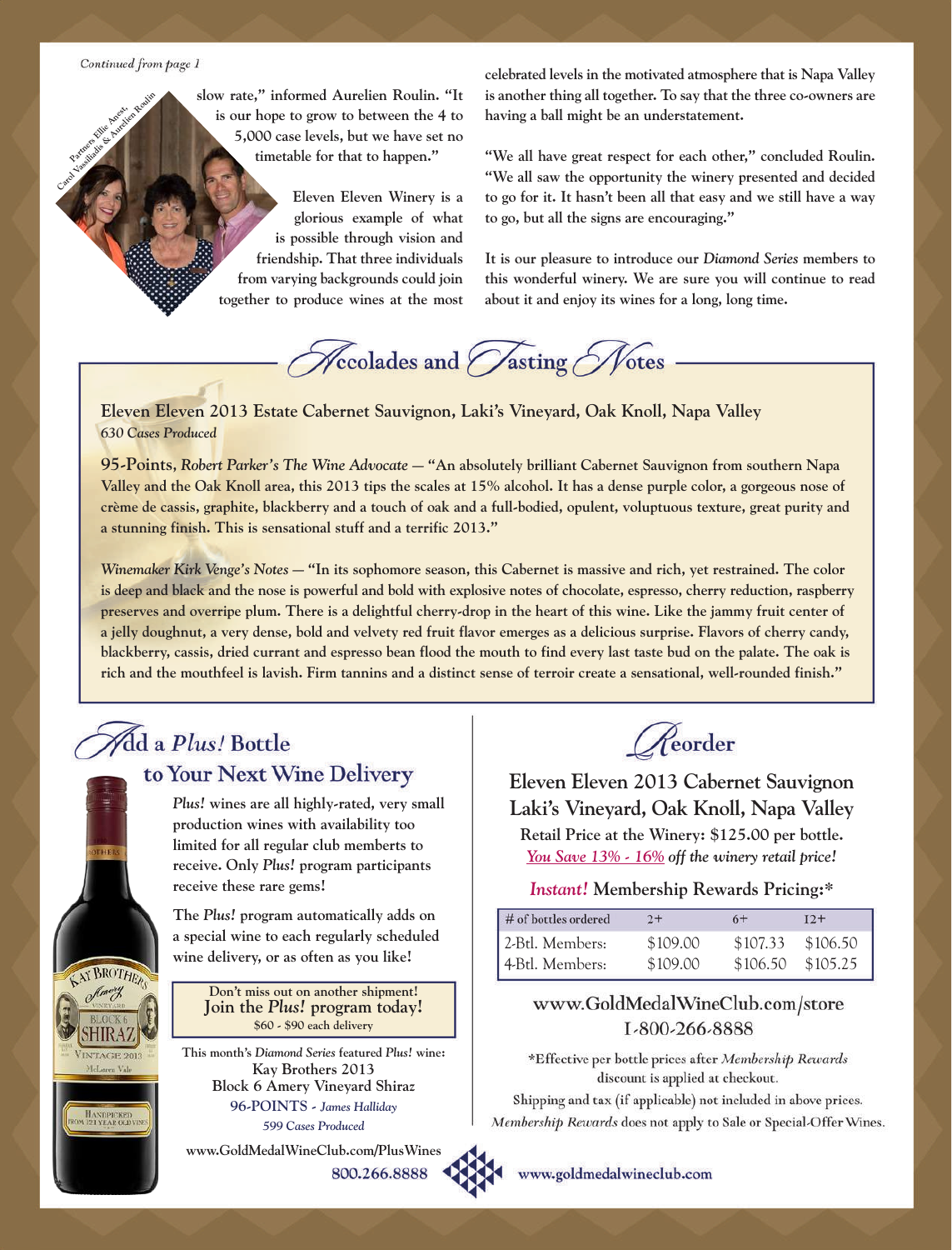*Continued from page 1*

Partners Ellie Arest, Carol Vassiliadis & Aurelien Roulin

slow rate," informed Aurelien Roulin. "It is our hope to grow to between the 4 to 5,000 case levels, but we have set no timetable for that to happen."

Eleven Eleven Winery is a glorious example of what is possible through vision and friendship. That three individuals from varying backgrounds could join together to produce wines at the most celebrated levels in the motivated atmosphere that is Napa Valley is another thing all together. To say that the three co-owners are having a ball might be an understatement.

"We all have great respect for each other," concluded Roulin. "We all saw the opportunity the winery presented and decided to go for it. It hasn't been all that easy and we still have a way to go, but all the signs are encouraging."

It is our pleasure to introduce our *Diamond Series* members to this wonderful winery. We are sure you will continue to read about it and enjoy its wines for a long, long time.

## Accolades and Tasting Notes

**Eleven Eleven 2013 Estate Cabernet Sauvignon, Laki's Vineyard, Oak Knoll, Napa Valley**
*630 Cases Produced*

**95-Points**, *Robert Parker's The Wine Advocate* — "An absolutely brilliant Cabernet Sauvignon from southern Napa Valley and the Oak Knoll area, this 2013 tips the scales at 15% alcohol. It has a dense purple color, a gorgeous nose of crème de cassis, graphite, blackberry and a touch of oak and a full-bodied, opulent, voluptuous texture, great purity and a stunning finish. This is sensational stuff and a terrific 2013."

*Winemaker Kirk Venge's Notes* — "In its sophomore season, this Cabernet is massive and rich, yet restrained. The color is deep and black and the nose is powerful and bold with explosive notes of chocolate, espresso, cherry reduction, raspberry preserves and overripe plum. There is a delightful cherry-drop in the heart of this wine. Like the jammy fruit center of a jelly doughnut, a very dense, bold and velvety red fruit flavor emerges as a delicious surprise. Flavors of cherry candy, blackberry, cassis, dried currant and espresso bean flood the mouth to find every last taste bud on the palate. The oak is rich and the mouthfeel is lavish. Firm tannins and a distinct sense of terroir create a sensational, well-rounded finish."

## Add a *Plus!* Bottle to Your Next Wine Delivery

*Plus!* wines are all highly-rated, very small production wines with availability too limited for all regular club memberts to receive. Only *Plus!* program participants receive these rare gems!

The *Plus!* program automatically adds on a special wine to each regularly scheduled wine delivery, or as often as you like!

Don't miss out on another shipment!
**Join the *Plus!* program today!**
$60 - $90 each delivery

This month's *Diamond Series* featured *Plus!* wine:
Kay Brothers 2013
Block 6 Amery Vineyard Shiraz
96-POINTS - *James Halliday*
*599 Cases Produced*

www.GoldMedalWineClub.com/PlusWines
800.266.8888

## Reorder

**Eleven Eleven 2013 Cabernet Sauvignon Laki's Vineyard, Oak Knoll, Napa Valley**

**Retail Price at the Winery: $125.00 per bottle.**
*You Save 13% - 16% off the winery retail price!*

***Instant!* Membership Rewards Pricing:\***

| # of bottles ordered | 2+ | 6+ | 12+ |
|---|---|---|---|
| 2-Btl. Members: | $109.00 | $107.33 | $106.50 |
| 4-Btl. Members: | $109.00 | $106.50 | $105.25 |

www.GoldMedalWineClub.com/store
1-800-266-8888

\*Effective per bottle prices after *Membership Rewards* discount is applied at checkout.

Shipping and tax (if applicable) not included in above prices. *Membership Rewards* does not apply to Sale or Special-Offer Wines.

www.goldmedalwineclub.com